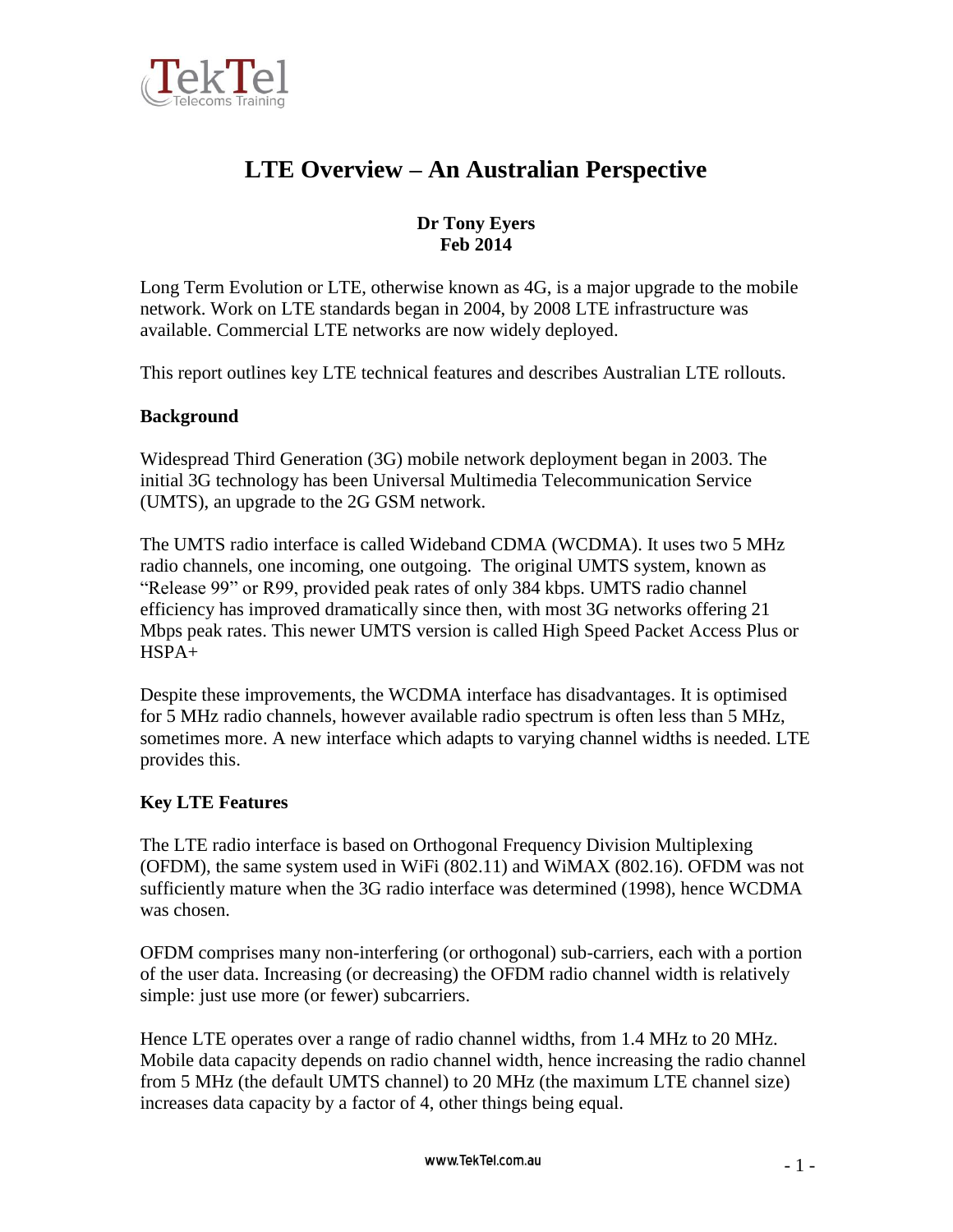# LTE Overview – An Australian Perspective

**Dr Tony Eyers**
**Feb 2014**

Long Term Evolution or LTE, otherwise known as 4G, is a major upgrade to the mobile network. Work on LTE standards began in 2004, by 2008 LTE infrastructure was available. Commercial LTE networks are now widely deployed.

This report outlines key LTE technical features and describes Australian LTE rollouts.

## Background

Widespread Third Generation (3G) mobile network deployment began in 2003. The initial 3G technology has been Universal Multimedia Telecommunication Service (UMTS), an upgrade to the 2G GSM network.

The UMTS radio interface is called Wideband CDMA (WCDMA). It uses two 5 MHz radio channels, one incoming, one outgoing. The original UMTS system, known as "Release 99" or R99, provided peak rates of only 384 kbps. UMTS radio channel efficiency has improved dramatically since then, with most 3G networks offering 21 Mbps peak rates. This newer UMTS version is called High Speed Packet Access Plus or HSPA+

Despite these improvements, the WCDMA interface has disadvantages. It is optimised for 5 MHz radio channels, however available radio spectrum is often less than 5 MHz, sometimes more. A new interface which adapts to varying channel widths is needed. LTE provides this.

## Key LTE Features

The LTE radio interface is based on Orthogonal Frequency Division Multiplexing (OFDM), the same system used in WiFi (802.11) and WiMAX (802.16). OFDM was not sufficiently mature when the 3G radio interface was determined (1998), hence WCDMA was chosen.

OFDM comprises many non-interfering (or orthogonal) sub-carriers, each with a portion of the user data. Increasing (or decreasing) the OFDM radio channel width is relatively simple: just use more (or fewer) subcarriers.

Hence LTE operates over a range of radio channel widths, from 1.4 MHz to 20 MHz. Mobile data capacity depends on radio channel width, hence increasing the radio channel from 5 MHz (the default UMTS channel) to 20 MHz (the maximum LTE channel size) increases data capacity by a factor of 4, other things being equal.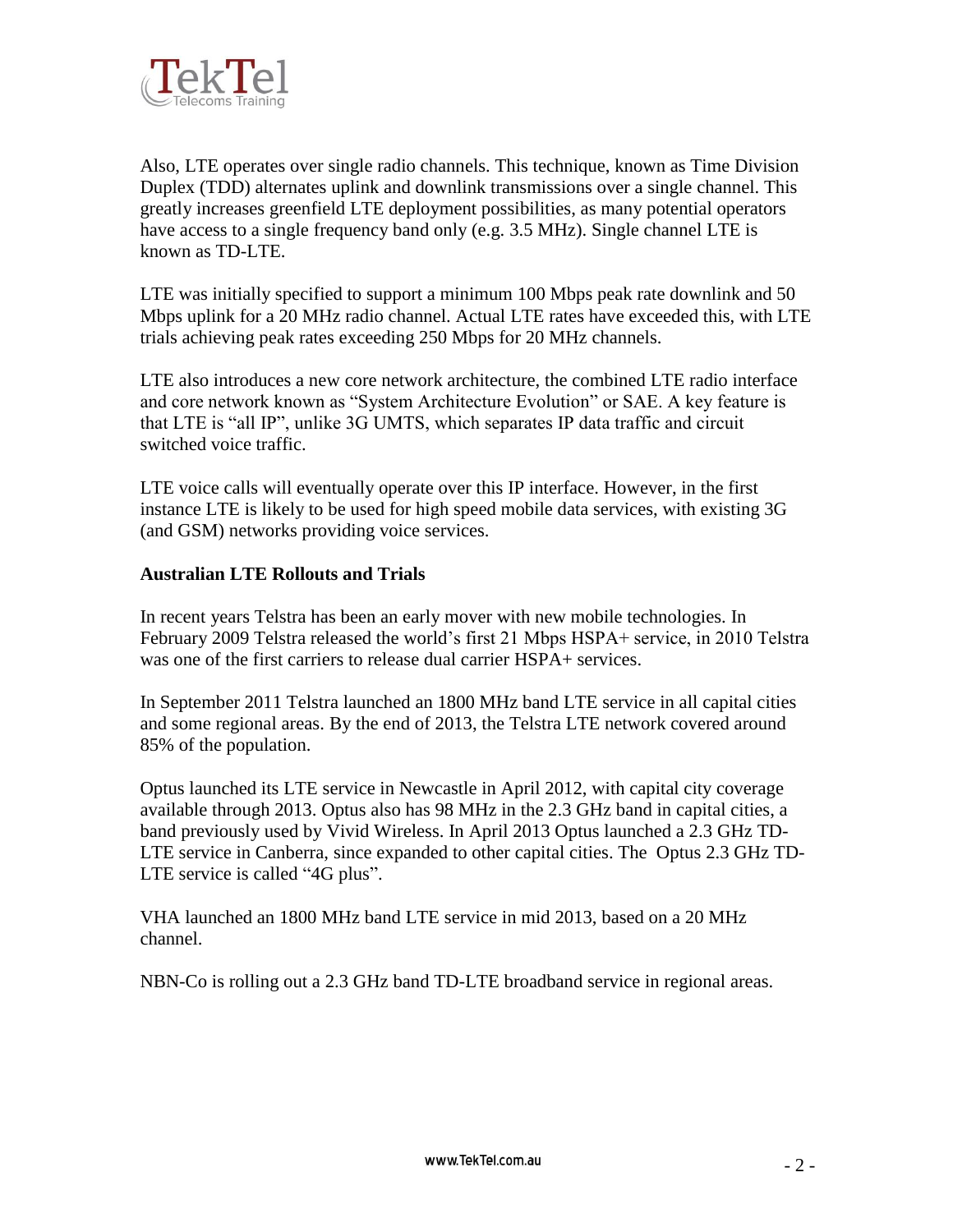Also, LTE operates over single radio channels. This technique, known as Time Division Duplex (TDD) alternates uplink and downlink transmissions over a single channel. This greatly increases greenfield LTE deployment possibilities, as many potential operators have access to a single frequency band only (e.g. 3.5 MHz). Single channel LTE is known as TD-LTE.

LTE was initially specified to support a minimum 100 Mbps peak rate downlink and 50 Mbps uplink for a 20 MHz radio channel. Actual LTE rates have exceeded this, with LTE trials achieving peak rates exceeding 250 Mbps for 20 MHz channels.

LTE also introduces a new core network architecture, the combined LTE radio interface and core network known as "System Architecture Evolution" or SAE. A key feature is that LTE is "all IP", unlike 3G UMTS, which separates IP data traffic and circuit switched voice traffic.

LTE voice calls will eventually operate over this IP interface. However, in the first instance LTE is likely to be used for high speed mobile data services, with existing 3G (and GSM) networks providing voice services.

**Australian LTE Rollouts and Trials**

In recent years Telstra has been an early mover with new mobile technologies. In February 2009 Telstra released the world's first 21 Mbps HSPA+ service, in 2010 Telstra was one of the first carriers to release dual carrier HSPA+ services.

In September 2011 Telstra launched an 1800 MHz band LTE service in all capital cities and some regional areas. By the end of 2013, the Telstra LTE network covered around 85% of the population.

Optus launched its LTE service in Newcastle in April 2012, with capital city coverage available through 2013. Optus also has 98 MHz in the 2.3 GHz band in capital cities, a band previously used by Vivid Wireless. In April 2013 Optus launched a 2.3 GHz TD-LTE service in Canberra, since expanded to other capital cities. The Optus 2.3 GHz TD-LTE service is called "4G plus".

VHA launched an 1800 MHz band LTE service in mid 2013, based on a 20 MHz channel.

NBN-Co is rolling out a 2.3 GHz band TD-LTE broadband service in regional areas.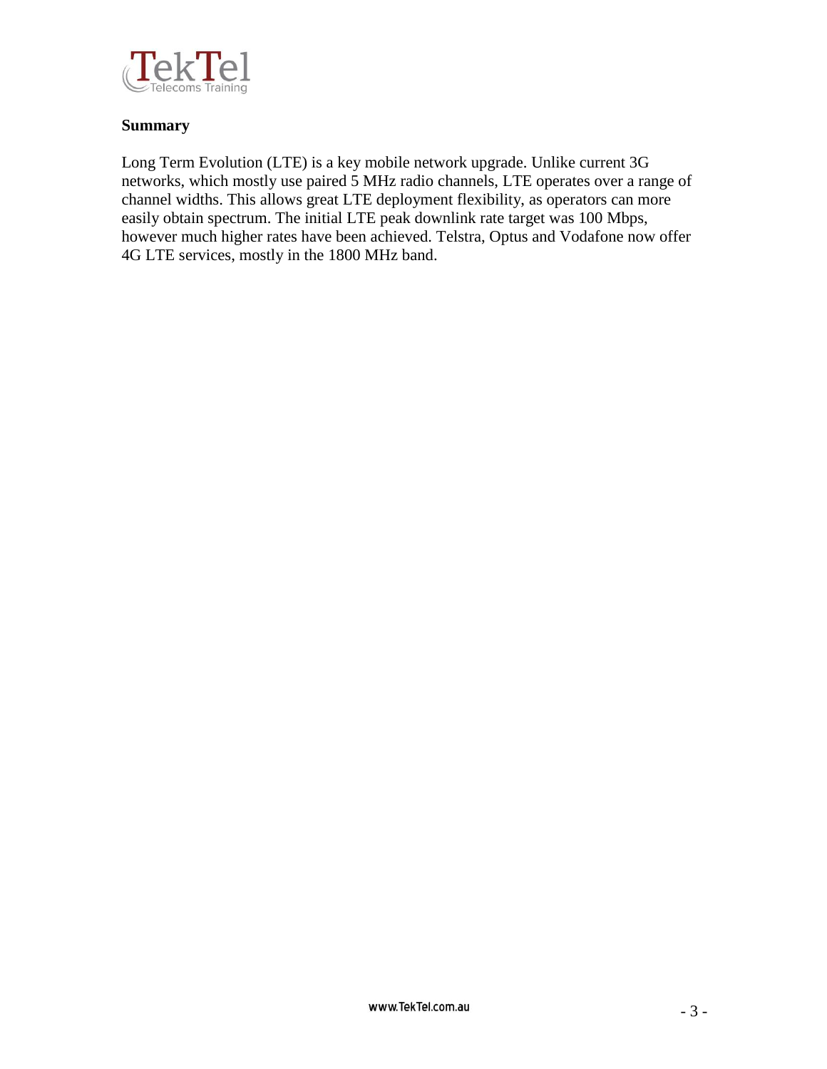**Summary**

Long Term Evolution (LTE) is a key mobile network upgrade. Unlike current 3G networks, which mostly use paired 5 MHz radio channels, LTE operates over a range of channel widths. This allows great LTE deployment flexibility, as operators can more easily obtain spectrum. The initial LTE peak downlink rate target was 100 Mbps, however much higher rates have been achieved. Telstra, Optus and Vodafone now offer 4G LTE services, mostly in the 1800 MHz band.